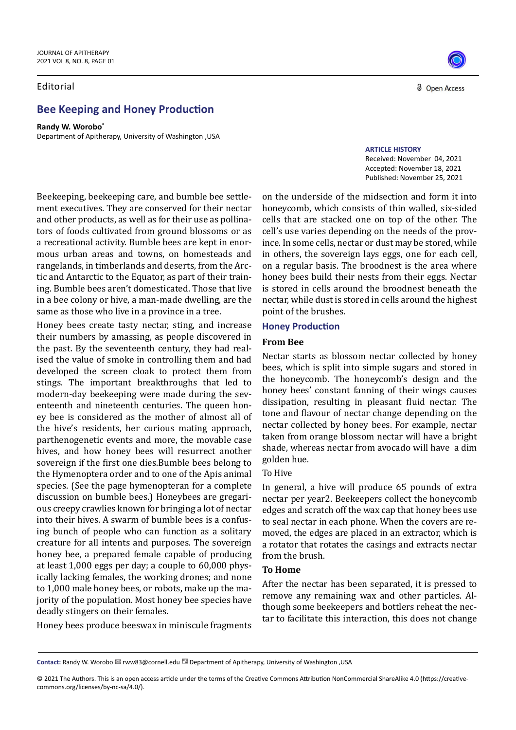Editorial

# Bee Keeping and Honey Production

**Randy W. Worobo***

Department of Apitherapy, University of Washington ,USA

**ARTICLE HISTORY**

Received: November 04, 2021

Accepted: November 18, 2021

Published: November 25, 2021

Beekeeping, beekeeping care, and bumble bee settlement executives. They are conserved for their nectar and other products, as well as for their use as pollinators of foods cultivated from ground blossoms or as a recreational activity. Bumble bees are kept in enormous urban areas and towns, on homesteads and rangelands, in timberlands and deserts, from the Arctic and Antarctic to the Equator, as part of their training. Bumble bees aren't domesticated. Those that live in a bee colony or hive, a man-made dwelling, are the same as those who live in a province in a tree.

Honey bees create tasty nectar, sting, and increase their numbers by amassing, as people discovered in the past. By the seventeenth century, they had realised the value of smoke in controlling them and had developed the screen cloak to protect them from stings. The important breakthroughs that led to modern-day beekeeping were made during the seventeenth and nineteenth centuries. The queen honey bee is considered as the mother of almost all of the hive's residents, her curious mating approach, parthenogenetic events and more, the movable case hives, and how honey bees will resurrect another sovereign if the first one dies.Bumble bees belong to the Hymenoptera order and to one of the Apis animal species. (See the page hymenopteran for a complete discussion on bumble bees.) Honeybees are gregarious creepy crawlies known for bringing a lot of nectar into their hives. A swarm of bumble bees is a confusing bunch of people who can function as a solitary creature for all intents and purposes. The sovereign honey bee, a prepared female capable of producing at least 1,000 eggs per day; a couple to 60,000 physically lacking females, the working drones; and none to 1,000 male honey bees, or robots, make up the majority of the population. Most honey bee species have deadly stingers on their females.

Honey bees produce beeswax in miniscule fragments on the underside of the midsection and form it into honeycomb, which consists of thin walled, six-sided cells that are stacked one on top of the other. The cell's use varies depending on the needs of the province. In some cells, nectar or dust may be stored, while in others, the sovereign lays eggs, one for each cell, on a regular basis. The broodnest is the area where honey bees build their nests from their eggs. Nectar is stored in cells around the broodnest beneath the nectar, while dust is stored in cells around the highest point of the brushes.

## Honey Production

### From Bee

Nectar starts as blossom nectar collected by honey bees, which is split into simple sugars and stored in the honeycomb. The honeycomb's design and the honey bees' constant fanning of their wings causes dissipation, resulting in pleasant fluid nectar. The tone and flavour of nectar change depending on the nectar collected by honey bees. For example, nectar taken from orange blossom nectar will have a bright shade, whereas nectar from avocado will have a dim golden hue.

### To Hive

In general, a hive will produce 65 pounds of extra nectar per year2. Beekeepers collect the honeycomb edges and scratch off the wax cap that honey bees use to seal nectar in each phone. When the covers are removed, the edges are placed in an extractor, which is a rotator that rotates the casings and extracts nectar from the brush.

### To Home

After the nectar has been separated, it is pressed to remove any remaining wax and other particles. Although some beekeepers and bottlers reheat the nectar to facilitate this interaction, this does not change

**Contact:** Randy W. Worobo rww83@cornell.edu Department of Apitherapy, University of Washington ,USA

© 2021 The Authors. This is an open access article under the terms of the Creative Commons Attribution NonCommercial ShareAlike 4.0 (https://creativecommons.org/licenses/by-nc-sa/4.0/).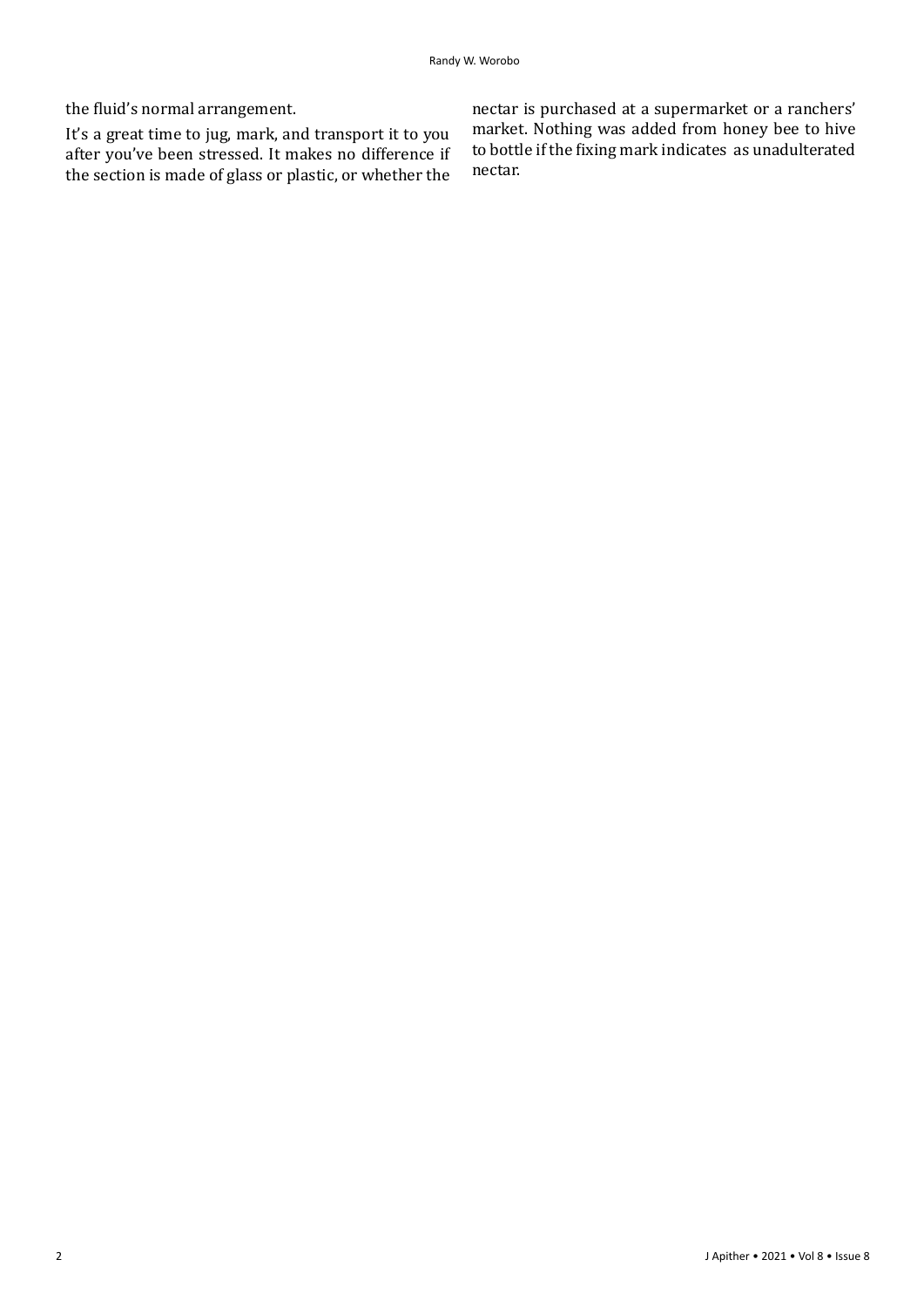the fluid's normal arrangement.

It's a great time to jug, mark, and transport it to you after you've been stressed. It makes no difference if the section is made of glass or plastic, or whether the nectar is purchased at a supermarket or a ranchers' market. Nothing was added from honey bee to hive to bottle if the fixing mark indicates as unadulterated nectar.